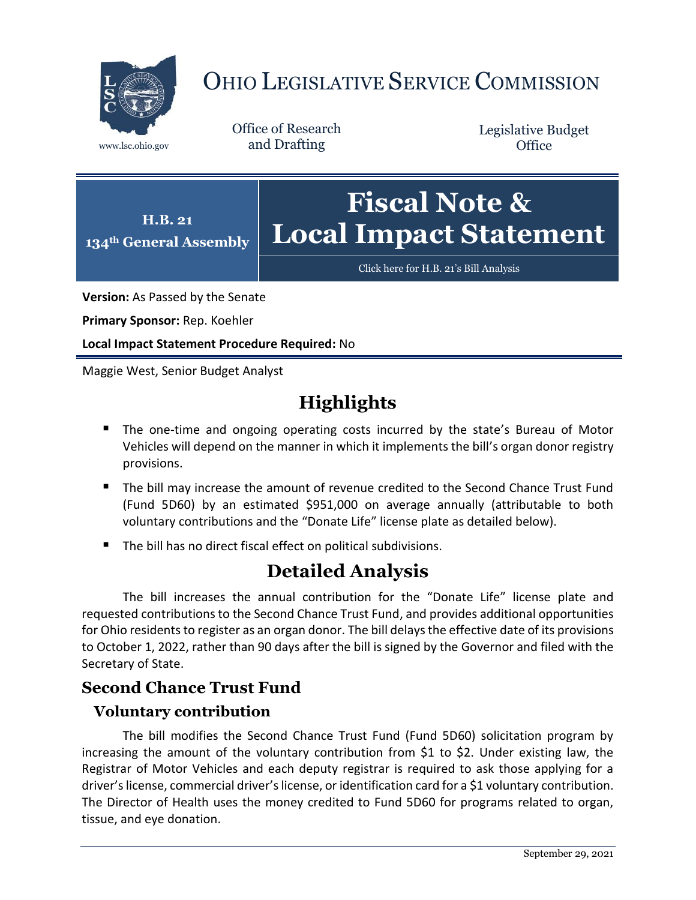# OHIO LEGISLATIVE SERVICE COMMISSION

www.lsc.ohio.gov

Office of Research and Drafting

Legislative Budget Office

**H.B. 21**
**134th General Assembly**

# Fiscal Note & Local Impact Statement

Click here for H.B. 21's Bill Analysis

**Version:** As Passed by the Senate

**Primary Sponsor:** Rep. Koehler

**Local Impact Statement Procedure Required:** No

Maggie West, Senior Budget Analyst

## Highlights

- The one-time and ongoing operating costs incurred by the state's Bureau of Motor Vehicles will depend on the manner in which it implements the bill's organ donor registry provisions.
- The bill may increase the amount of revenue credited to the Second Chance Trust Fund (Fund 5D60) by an estimated $951,000 on average annually (attributable to both voluntary contributions and the "Donate Life" license plate as detailed below).
- The bill has no direct fiscal effect on political subdivisions.

## Detailed Analysis

The bill increases the annual contribution for the "Donate Life" license plate and requested contributions to the Second Chance Trust Fund, and provides additional opportunities for Ohio residents to register as an organ donor. The bill delays the effective date of its provisions to October 1, 2022, rather than 90 days after the bill is signed by the Governor and filed with the Secretary of State.

## Second Chance Trust Fund

### Voluntary contribution

The bill modifies the Second Chance Trust Fund (Fund 5D60) solicitation program by increasing the amount of the voluntary contribution from $1 to $2. Under existing law, the Registrar of Motor Vehicles and each deputy registrar is required to ask those applying for a driver's license, commercial driver's license, or identification card for a $1 voluntary contribution. The Director of Health uses the money credited to Fund 5D60 for programs related to organ, tissue, and eye donation.

September 29, 2021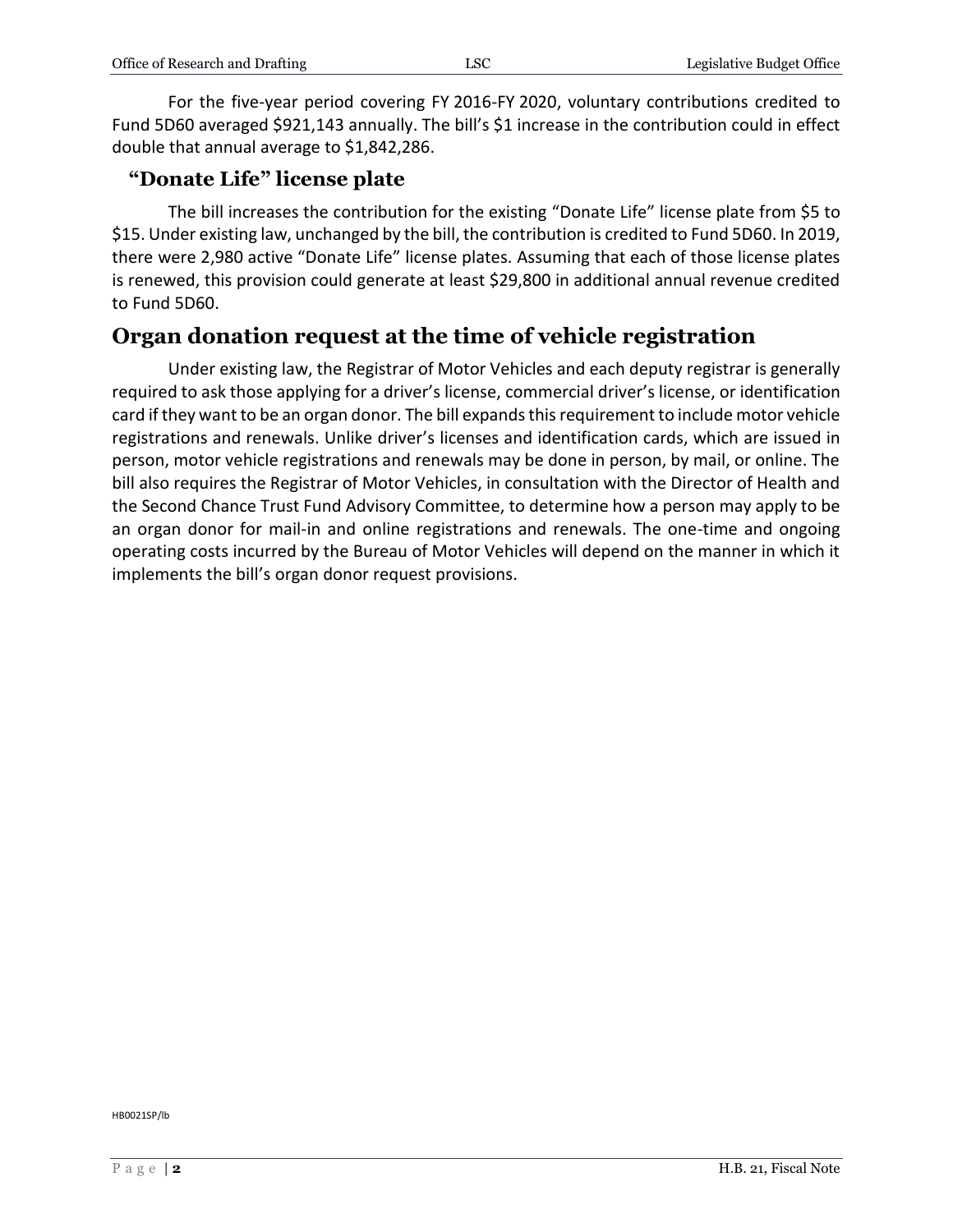For the five-year period covering FY 2016-FY 2020, voluntary contributions credited to Fund 5D60 averaged $921,143 annually. The bill's $1 increase in the contribution could in effect double that annual average to $1,842,286.

### "Donate Life" license plate

The bill increases the contribution for the existing "Donate Life" license plate from $5 to $15. Under existing law, unchanged by the bill, the contribution is credited to Fund 5D60. In 2019, there were 2,980 active "Donate Life" license plates. Assuming that each of those license plates is renewed, this provision could generate at least $29,800 in additional annual revenue credited to Fund 5D60.

## Organ donation request at the time of vehicle registration

Under existing law, the Registrar of Motor Vehicles and each deputy registrar is generally required to ask those applying for a driver's license, commercial driver's license, or identification card if they want to be an organ donor. The bill expands this requirement to include motor vehicle registrations and renewals. Unlike driver's licenses and identification cards, which are issued in person, motor vehicle registrations and renewals may be done in person, by mail, or online. The bill also requires the Registrar of Motor Vehicles, in consultation with the Director of Health and the Second Chance Trust Fund Advisory Committee, to determine how a person may apply to be an organ donor for mail-in and online registrations and renewals. The one-time and ongoing operating costs incurred by the Bureau of Motor Vehicles will depend on the manner in which it implements the bill's organ donor request provisions.

HB0021SP/lb